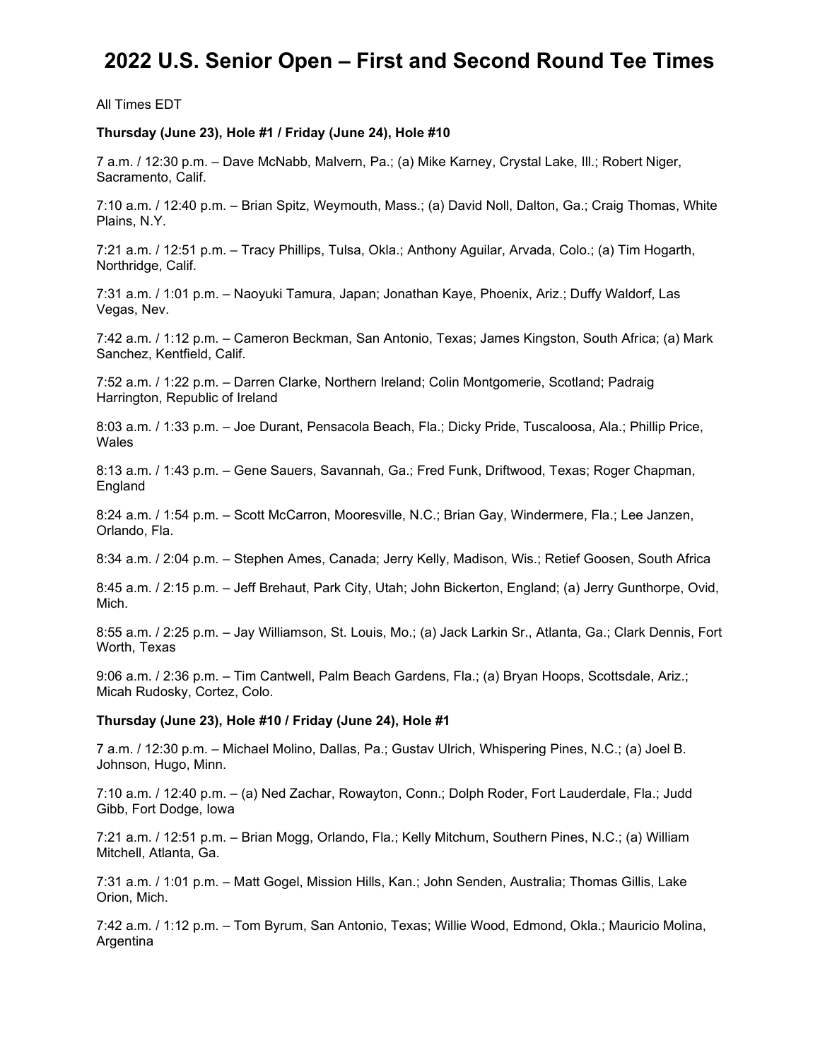# 2022 U.S. Senior Open – First and Second Round Tee Times

All Times EDT

**Thursday (June 23), Hole #1 / Friday (June 24), Hole #10**

7 a.m. / 12:30 p.m. – Dave McNabb, Malvern, Pa.; (a) Mike Karney, Crystal Lake, Ill.; Robert Niger, Sacramento, Calif.

7:10 a.m. / 12:40 p.m. – Brian Spitz, Weymouth, Mass.; (a) David Noll, Dalton, Ga.; Craig Thomas, White Plains, N.Y.

7:21 a.m. / 12:51 p.m. – Tracy Phillips, Tulsa, Okla.; Anthony Aguilar, Arvada, Colo.; (a) Tim Hogarth, Northridge, Calif.

7:31 a.m. / 1:01 p.m. – Naoyuki Tamura, Japan; Jonathan Kaye, Phoenix, Ariz.; Duffy Waldorf, Las Vegas, Nev.

7:42 a.m. / 1:12 p.m. – Cameron Beckman, San Antonio, Texas; James Kingston, South Africa; (a) Mark Sanchez, Kentfield, Calif.

7:52 a.m. / 1:22 p.m. – Darren Clarke, Northern Ireland; Colin Montgomerie, Scotland; Padraig Harrington, Republic of Ireland

8:03 a.m. / 1:33 p.m. – Joe Durant, Pensacola Beach, Fla.; Dicky Pride, Tuscaloosa, Ala.; Phillip Price, Wales

8:13 a.m. / 1:43 p.m. – Gene Sauers, Savannah, Ga.; Fred Funk, Driftwood, Texas; Roger Chapman, England

8:24 a.m. / 1:54 p.m. – Scott McCarron, Mooresville, N.C.; Brian Gay, Windermere, Fla.; Lee Janzen, Orlando, Fla.

8:34 a.m. / 2:04 p.m. – Stephen Ames, Canada; Jerry Kelly, Madison, Wis.; Retief Goosen, South Africa

8:45 a.m. / 2:15 p.m. – Jeff Brehaut, Park City, Utah; John Bickerton, England; (a) Jerry Gunthorpe, Ovid, Mich.

8:55 a.m. / 2:25 p.m. – Jay Williamson, St. Louis, Mo.; (a) Jack Larkin Sr., Atlanta, Ga.; Clark Dennis, Fort Worth, Texas

9:06 a.m. / 2:36 p.m. – Tim Cantwell, Palm Beach Gardens, Fla.; (a) Bryan Hoops, Scottsdale, Ariz.; Micah Rudosky, Cortez, Colo.

**Thursday (June 23), Hole #10 / Friday (June 24), Hole #1**

7 a.m. / 12:30 p.m. – Michael Molino, Dallas, Pa.; Gustav Ulrich, Whispering Pines, N.C.; (a) Joel B. Johnson, Hugo, Minn.

7:10 a.m. / 12:40 p.m. – (a) Ned Zachar, Rowayton, Conn.; Dolph Roder, Fort Lauderdale, Fla.; Judd Gibb, Fort Dodge, Iowa

7:21 a.m. / 12:51 p.m. – Brian Mogg, Orlando, Fla.; Kelly Mitchum, Southern Pines, N.C.; (a) William Mitchell, Atlanta, Ga.

7:31 a.m. / 1:01 p.m. – Matt Gogel, Mission Hills, Kan.; John Senden, Australia; Thomas Gillis, Lake Orion, Mich.

7:42 a.m. / 1:12 p.m. – Tom Byrum, San Antonio, Texas; Willie Wood, Edmond, Okla.; Mauricio Molina, Argentina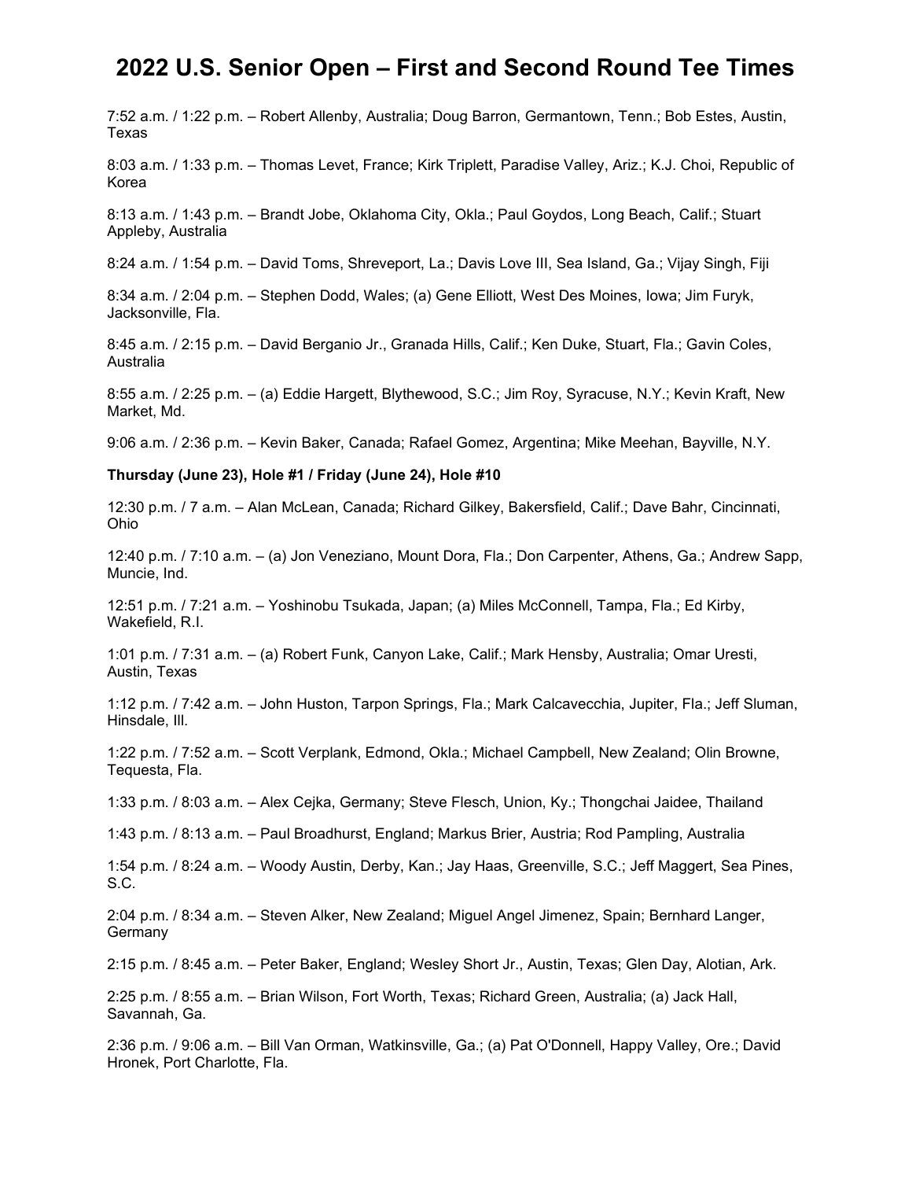# 2022 U.S. Senior Open – First and Second Round Tee Times

7:52 a.m. / 1:22 p.m. – Robert Allenby, Australia; Doug Barron, Germantown, Tenn.; Bob Estes, Austin, Texas

8:03 a.m. / 1:33 p.m. – Thomas Levet, France; Kirk Triplett, Paradise Valley, Ariz.; K.J. Choi, Republic of Korea

8:13 a.m. / 1:43 p.m. – Brandt Jobe, Oklahoma City, Okla.; Paul Goydos, Long Beach, Calif.; Stuart Appleby, Australia

8:24 a.m. / 1:54 p.m. – David Toms, Shreveport, La.; Davis Love III, Sea Island, Ga.; Vijay Singh, Fiji

8:34 a.m. / 2:04 p.m. – Stephen Dodd, Wales; (a) Gene Elliott, West Des Moines, Iowa; Jim Furyk, Jacksonville, Fla.

8:45 a.m. / 2:15 p.m. – David Berganio Jr., Granada Hills, Calif.; Ken Duke, Stuart, Fla.; Gavin Coles, Australia

8:55 a.m. / 2:25 p.m. – (a) Eddie Hargett, Blythewood, S.C.; Jim Roy, Syracuse, N.Y.; Kevin Kraft, New Market, Md.

9:06 a.m. / 2:36 p.m. – Kevin Baker, Canada; Rafael Gomez, Argentina; Mike Meehan, Bayville, N.Y.

**Thursday (June 23), Hole #1 / Friday (June 24), Hole #10**

12:30 p.m. / 7 a.m. – Alan McLean, Canada; Richard Gilkey, Bakersfield, Calif.; Dave Bahr, Cincinnati, Ohio

12:40 p.m. / 7:10 a.m. – (a) Jon Veneziano, Mount Dora, Fla.; Don Carpenter, Athens, Ga.; Andrew Sapp, Muncie, Ind.

12:51 p.m. / 7:21 a.m. – Yoshinobu Tsukada, Japan; (a) Miles McConnell, Tampa, Fla.; Ed Kirby, Wakefield, R.I.

1:01 p.m. / 7:31 a.m. – (a) Robert Funk, Canyon Lake, Calif.; Mark Hensby, Australia; Omar Uresti, Austin, Texas

1:12 p.m. / 7:42 a.m. – John Huston, Tarpon Springs, Fla.; Mark Calcavecchia, Jupiter, Fla.; Jeff Sluman, Hinsdale, Ill.

1:22 p.m. / 7:52 a.m. – Scott Verplank, Edmond, Okla.; Michael Campbell, New Zealand; Olin Browne, Tequesta, Fla.

1:33 p.m. / 8:03 a.m. – Alex Cejka, Germany; Steve Flesch, Union, Ky.; Thongchai Jaidee, Thailand

1:43 p.m. / 8:13 a.m. – Paul Broadhurst, England; Markus Brier, Austria; Rod Pampling, Australia

1:54 p.m. / 8:24 a.m. – Woody Austin, Derby, Kan.; Jay Haas, Greenville, S.C.; Jeff Maggert, Sea Pines, S.C.

2:04 p.m. / 8:34 a.m. – Steven Alker, New Zealand; Miguel Angel Jimenez, Spain; Bernhard Langer, Germany

2:15 p.m. / 8:45 a.m. – Peter Baker, England; Wesley Short Jr., Austin, Texas; Glen Day, Alotian, Ark.

2:25 p.m. / 8:55 a.m. – Brian Wilson, Fort Worth, Texas; Richard Green, Australia; (a) Jack Hall, Savannah, Ga.

2:36 p.m. / 9:06 a.m. – Bill Van Orman, Watkinsville, Ga.; (a) Pat O'Donnell, Happy Valley, Ore.; David Hronek, Port Charlotte, Fla.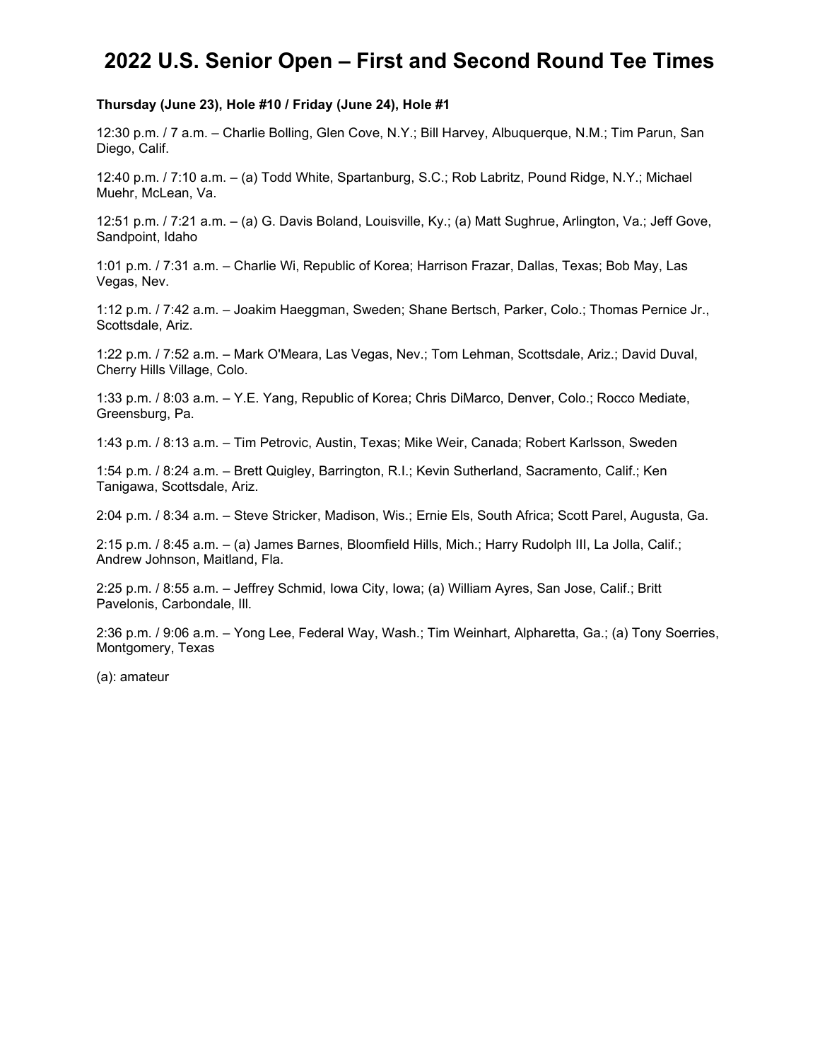# 2022 U.S. Senior Open – First and Second Round Tee Times

**Thursday (June 23), Hole #10 / Friday (June 24), Hole #1**

12:30 p.m. / 7 a.m. – Charlie Bolling, Glen Cove, N.Y.; Bill Harvey, Albuquerque, N.M.; Tim Parun, San Diego, Calif.

12:40 p.m. / 7:10 a.m. – (a) Todd White, Spartanburg, S.C.; Rob Labritz, Pound Ridge, N.Y.; Michael Muehr, McLean, Va.

12:51 p.m. / 7:21 a.m. – (a) G. Davis Boland, Louisville, Ky.; (a) Matt Sughrue, Arlington, Va.; Jeff Gove, Sandpoint, Idaho

1:01 p.m. / 7:31 a.m. – Charlie Wi, Republic of Korea; Harrison Frazar, Dallas, Texas; Bob May, Las Vegas, Nev.

1:12 p.m. / 7:42 a.m. – Joakim Haeggman, Sweden; Shane Bertsch, Parker, Colo.; Thomas Pernice Jr., Scottsdale, Ariz.

1:22 p.m. / 7:52 a.m. – Mark O'Meara, Las Vegas, Nev.; Tom Lehman, Scottsdale, Ariz.; David Duval, Cherry Hills Village, Colo.

1:33 p.m. / 8:03 a.m. – Y.E. Yang, Republic of Korea; Chris DiMarco, Denver, Colo.; Rocco Mediate, Greensburg, Pa.

1:43 p.m. / 8:13 a.m. – Tim Petrovic, Austin, Texas; Mike Weir, Canada; Robert Karlsson, Sweden

1:54 p.m. / 8:24 a.m. – Brett Quigley, Barrington, R.I.; Kevin Sutherland, Sacramento, Calif.; Ken Tanigawa, Scottsdale, Ariz.

2:04 p.m. / 8:34 a.m. – Steve Stricker, Madison, Wis.; Ernie Els, South Africa; Scott Parel, Augusta, Ga.

2:15 p.m. / 8:45 a.m. – (a) James Barnes, Bloomfield Hills, Mich.; Harry Rudolph III, La Jolla, Calif.; Andrew Johnson, Maitland, Fla.

2:25 p.m. / 8:55 a.m. – Jeffrey Schmid, Iowa City, Iowa; (a) William Ayres, San Jose, Calif.; Britt Pavelonis, Carbondale, Ill.

2:36 p.m. / 9:06 a.m. – Yong Lee, Federal Way, Wash.; Tim Weinhart, Alpharetta, Ga.; (a) Tony Soerries, Montgomery, Texas

(a): amateur